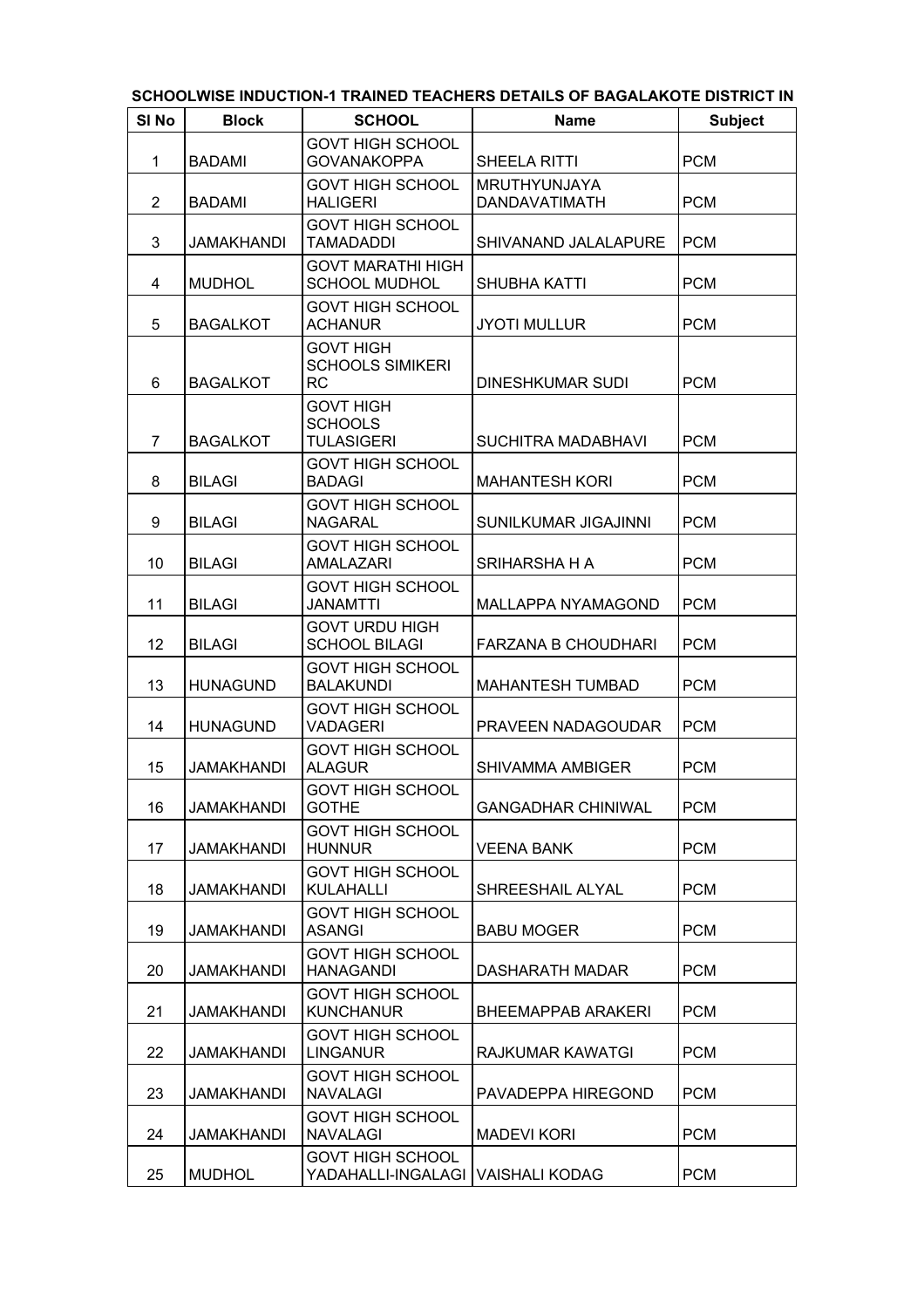## SCHOOLWISE INDUCTION-1 TRAINED TEACHERS DETAILS OF BAGALAKOTE DISTRICT IN

| Sl No | Block | SCHOOL | Name | Subject |
|---|---|---|---|---|
| 1 | BADAMI | GOVT HIGH SCHOOL GOVANAKOPPA | SHEELA RITTI | PCM |
| 2 | BADAMI | GOVT HIGH SCHOOL HALIGERI | MRUTHYUNJAYA DANDAVATIMATH | PCM |
| 3 | JAMAKHANDI | GOVT HIGH SCHOOL TAMADADDI | SHIVANAND JALALAPURE | PCM |
| 4 | MUDHOL | GOVT MARATHI HIGH SCHOOL MUDHOL | SHUBHA KATTI | PCM |
| 5 | BAGALKOT | GOVT HIGH SCHOOL ACHANUR | JYOTI MULLUR | PCM |
| 6 | BAGALKOT | GOVT HIGH SCHOOLS SIMIKERI RC | DINESHKUMAR SUDI | PCM |
| 7 | BAGALKOT | GOVT HIGH SCHOOLS TULASIGERI | SUCHITRA MADABHAVI | PCM |
| 8 | BILAGI | GOVT HIGH SCHOOL BADAGI | MAHANTESH KORI | PCM |
| 9 | BILAGI | GOVT HIGH SCHOOL NAGARAL | SUNILKUMAR JIGAJINNI | PCM |
| 10 | BILAGI | GOVT HIGH SCHOOL AMALAZARI | SRIHARSHA H A | PCM |
| 11 | BILAGI | GOVT HIGH SCHOOL JANAMTTI | MALLAPPA NYAMAGOND | PCM |
| 12 | BILAGI | GOVT URDU HIGH SCHOOL BILAGI | FARZANA B CHOUDHARI | PCM |
| 13 | HUNAGUND | GOVT HIGH SCHOOL BALAKUNDI | MAHANTESH TUMBAD | PCM |
| 14 | HUNAGUND | GOVT HIGH SCHOOL VADAGERI | PRAVEEN NADAGOUDAR | PCM |
| 15 | JAMAKHANDI | GOVT HIGH SCHOOL ALAGUR | SHIVAMMA AMBIGER | PCM |
| 16 | JAMAKHANDI | GOVT HIGH SCHOOL GOTHE | GANGADHAR CHINIWAL | PCM |
| 17 | JAMAKHANDI | GOVT HIGH SCHOOL HUNNUR | VEENA BANK | PCM |
| 18 | JAMAKHANDI | GOVT HIGH SCHOOL KULAHALLI | SHREESHAIL ALYAL | PCM |
| 19 | JAMAKHANDI | GOVT HIGH SCHOOL ASANGI | BABU MOGER | PCM |
| 20 | JAMAKHANDI | GOVT HIGH SCHOOL HANAGANDI | DASHARATH MADAR | PCM |
| 21 | JAMAKHANDI | GOVT HIGH SCHOOL KUNCHANUR | BHEEMAPPAB ARAKERI | PCM |
| 22 | JAMAKHANDI | GOVT HIGH SCHOOL LINGANUR | RAJKUMAR KAWATGI | PCM |
| 23 | JAMAKHANDI | GOVT HIGH SCHOOL NAVALAGI | PAVADEPPA HIREGOND | PCM |
| 24 | JAMAKHANDI | GOVT HIGH SCHOOL NAVALAGI | MADEVI KORI | PCM |
| 25 | MUDHOL | GOVT HIGH SCHOOL YADAHALLI-INGALAGI | VAISHALI KODAG | PCM |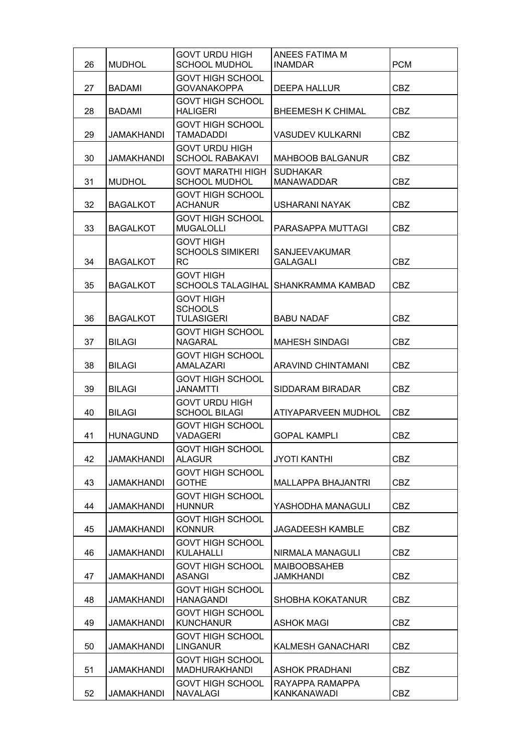| 26 | MUDHOL | GOVT URDU HIGH SCHOOL MUDHOL | ANEES FATIMA M INAMDAR | PCM |
|---|---|---|---|---|
| 27 | BADAMI | GOVT HIGH SCHOOL GOVANAKOPPA | DEEPA HALLUR | CBZ |
| 28 | BADAMI | GOVT HIGH SCHOOL HALIGERI | BHEEMESH K CHIMAL | CBZ |
| 29 | JAMAKHANDI | GOVT HIGH SCHOOL TAMADADDI | VASUDEV KULKARNI | CBZ |
| 30 | JAMAKHANDI | GOVT URDU HIGH SCHOOL RABAKAVI | MAHBOOB BALGANUR | CBZ |
| 31 | MUDHOL | GOVT MARATHI HIGH SCHOOL MUDHOL | SUDHAKAR MANAWADDAR | CBZ |
| 32 | BAGALKOT | GOVT HIGH SCHOOL ACHANUR | USHARANI NAYAK | CBZ |
| 33 | BAGALKOT | GOVT HIGH SCHOOL MUGALOLLI | PARASAPPA MUTTAGI | CBZ |
| 34 | BAGALKOT | GOVT HIGH SCHOOLS SIMIKERI RC | SANJEEVAKUMAR GALAGALI | CBZ |
| 35 | BAGALKOT | GOVT HIGH SCHOOLS TALAGIHAL | SHANKRAMMA KAMBAD | CBZ |
| 36 | BAGALKOT | GOVT HIGH SCHOOLS TULASIGERI | BABU NADAF | CBZ |
| 37 | BILAGI | GOVT HIGH SCHOOL NAGARAL | MAHESH SINDAGI | CBZ |
| 38 | BILAGI | GOVT HIGH SCHOOL AMALAZARI | ARAVIND CHINTAMANI | CBZ |
| 39 | BILAGI | GOVT HIGH SCHOOL JANAMTTI | SIDDARAM BIRADAR | CBZ |
| 40 | BILAGI | GOVT URDU HIGH SCHOOL BILAGI | ATIYAPARVEEN MUDHOL | CBZ |
| 41 | HUNAGUND | GOVT HIGH SCHOOL VADAGERI | GOPAL KAMPLI | CBZ |
| 42 | JAMAKHANDI | GOVT HIGH SCHOOL ALAGUR | JYOTI KANTHI | CBZ |
| 43 | JAMAKHANDI | GOVT HIGH SCHOOL GOTHE | MALLAPPA BHAJANTRI | CBZ |
| 44 | JAMAKHANDI | GOVT HIGH SCHOOL HUNNUR | YASHODHA MANAGULI | CBZ |
| 45 | JAMAKHANDI | GOVT HIGH SCHOOL KONNUR | JAGADEESH KAMBLE | CBZ |
| 46 | JAMAKHANDI | GOVT HIGH SCHOOL KULAHALLI | NIRMALA MANAGULI | CBZ |
| 47 | JAMAKHANDI | GOVT HIGH SCHOOL ASANGI | MAIBOOBSAHEB JAMKHANDI | CBZ |
| 48 | JAMAKHANDI | GOVT HIGH SCHOOL HANAGANDI | SHOBHA KOKATANUR | CBZ |
| 49 | JAMAKHANDI | GOVT HIGH SCHOOL KUNCHANUR | ASHOK MAGI | CBZ |
| 50 | JAMAKHANDI | GOVT HIGH SCHOOL LINGANUR | KALMESH GANACHARI | CBZ |
| 51 | JAMAKHANDI | GOVT HIGH SCHOOL MADHURAKHANDI | ASHOK PRADHANI | CBZ |
| 52 | JAMAKHANDI | GOVT HIGH SCHOOL NAVALAGI | RAYAPPA RAMAPPA KANKANAWADI | CBZ |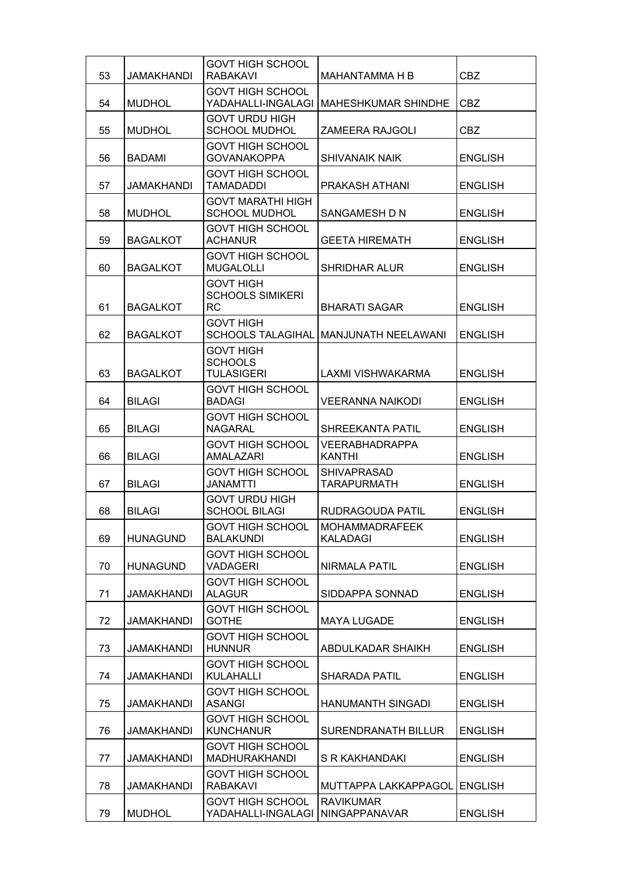| 53 | JAMAKHANDI | GOVT HIGH SCHOOL RABAKAVI | MAHANTAMMA H B | CBZ |
|---|---|---|---|---|
| 54 | MUDHOL | GOVT HIGH SCHOOL YADAHALLI-INGALAGI | MAHESHKUMAR SHINDHE | CBZ |
| 55 | MUDHOL | GOVT URDU HIGH SCHOOL MUDHOL | ZAMEERA RAJGOLI | CBZ |
| 56 | BADAMI | GOVT HIGH SCHOOL GOVANAKOPPA | SHIVANAIK NAIK | ENGLISH |
| 57 | JAMAKHANDI | GOVT HIGH SCHOOL TAMADADDI | PRAKASH ATHANI | ENGLISH |
| 58 | MUDHOL | GOVT MARATHI HIGH SCHOOL MUDHOL | SANGAMESH D N | ENGLISH |
| 59 | BAGALKOT | GOVT HIGH SCHOOL ACHANUR | GEETA HIREMATH | ENGLISH |
| 60 | BAGALKOT | GOVT HIGH SCHOOL MUGALOLLI | SHRIDHAR ALUR | ENGLISH |
| 61 | BAGALKOT | GOVT HIGH SCHOOLS SIMIKERI RC | BHARATI SAGAR | ENGLISH |
| 62 | BAGALKOT | GOVT HIGH SCHOOLS TALAGIHAL | MANJUNATH NEELAWANI | ENGLISH |
| 63 | BAGALKOT | GOVT HIGH SCHOOLS TULASIGERI | LAXMI VISHWAKARMA | ENGLISH |
| 64 | BILAGI | GOVT HIGH SCHOOL BADAGI | VEERANNA NAIKODI | ENGLISH |
| 65 | BILAGI | GOVT HIGH SCHOOL NAGARAL | SHREEKANTA PATIL | ENGLISH |
| 66 | BILAGI | GOVT HIGH SCHOOL AMALAZARI | VEERABHADRAPPA KANTHI | ENGLISH |
| 67 | BILAGI | GOVT HIGH SCHOOL JANAMTTI | SHIVAPRASAD TARAPURMATH | ENGLISH |
| 68 | BILAGI | GOVT URDU HIGH SCHOOL BILAGI | RUDRAGOUDA PATIL | ENGLISH |
| 69 | HUNAGUND | GOVT HIGH SCHOOL BALAKUNDI | MOHAMMADRAFEEK KALADAGI | ENGLISH |
| 70 | HUNAGUND | GOVT HIGH SCHOOL VADAGERI | NIRMALA PATIL | ENGLISH |
| 71 | JAMAKHANDI | GOVT HIGH SCHOOL ALAGUR | SIDDAPPA SONNAD | ENGLISH |
| 72 | JAMAKHANDI | GOVT HIGH SCHOOL GOTHE | MAYA LUGADE | ENGLISH |
| 73 | JAMAKHANDI | GOVT HIGH SCHOOL HUNNUR | ABDULKADAR SHAIKH | ENGLISH |
| 74 | JAMAKHANDI | GOVT HIGH SCHOOL KULAHALLI | SHARADA PATIL | ENGLISH |
| 75 | JAMAKHANDI | GOVT HIGH SCHOOL ASANGI | HANUMANTH SINGADI | ENGLISH |
| 76 | JAMAKHANDI | GOVT HIGH SCHOOL KUNCHANUR | SURENDRANATH BILLUR | ENGLISH |
| 77 | JAMAKHANDI | GOVT HIGH SCHOOL MADHURAKHANDI | S R KAKHANDAKI | ENGLISH |
| 78 | JAMAKHANDI | GOVT HIGH SCHOOL RABAKAVI | MUTTAPPA LAKKAPPAGOL | ENGLISH |
| 79 | MUDHOL | GOVT HIGH SCHOOL YADAHALLI-INGALAGI | RAVIKUMAR NINGAPPANAVAR | ENGLISH |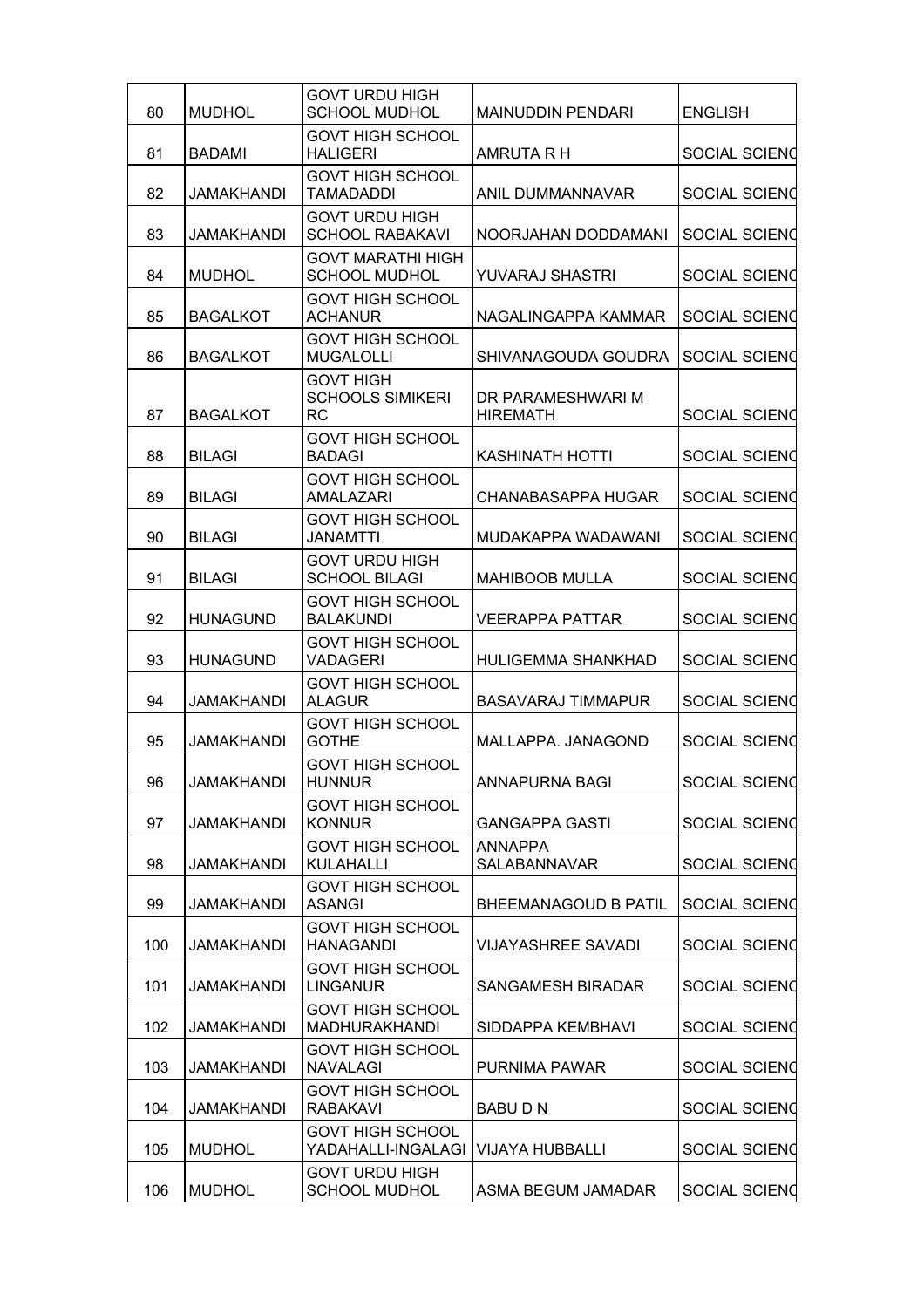| | | | | |
|---|---|---|---|---|
| 80 | MUDHOL | GOVT URDU HIGH SCHOOL MUDHOL | MAINUDDIN PENDARI | ENGLISH |
| 81 | BADAMI | GOVT HIGH SCHOOL HALIGERI | AMRUTA R H | SOCIAL SCIENC |
| 82 | JAMAKHANDI | GOVT HIGH SCHOOL TAMADADDI | ANIL DUMMANNAVAR | SOCIAL SCIENC |
| 83 | JAMAKHANDI | GOVT URDU HIGH SCHOOL RABAKAVI | NOORJAHAN DODDAMANI | SOCIAL SCIENC |
| 84 | MUDHOL | GOVT MARATHI HIGH SCHOOL MUDHOL | YUVARAJ SHASTRI | SOCIAL SCIENC |
| 85 | BAGALKOT | GOVT HIGH SCHOOL ACHANUR | NAGALINGAPPA KAMMAR | SOCIAL SCIENC |
| 86 | BAGALKOT | GOVT HIGH SCHOOL MUGALOLLI | SHIVANAGOUDA GOUDRA | SOCIAL SCIENC |
| 87 | BAGALKOT | GOVT HIGH SCHOOLS SIMIKERI RC | DR PARAMESHWARI M HIREMATH | SOCIAL SCIENC |
| 88 | BILAGI | GOVT HIGH SCHOOL BADAGI | KASHINATH HOTTI | SOCIAL SCIENC |
| 89 | BILAGI | GOVT HIGH SCHOOL AMALAZARI | CHANABASAPPA HUGAR | SOCIAL SCIENC |
| 90 | BILAGI | GOVT HIGH SCHOOL JANAMTTI | MUDAKAPPA WADAWANI | SOCIAL SCIENC |
| 91 | BILAGI | GOVT URDU HIGH SCHOOL BILAGI | MAHIBOOB MULLA | SOCIAL SCIENC |
| 92 | HUNAGUND | GOVT HIGH SCHOOL BALAKUNDI | VEERAPPA PATTAR | SOCIAL SCIENC |
| 93 | HUNAGUND | GOVT HIGH SCHOOL VADAGERI | HULIGEMMA SHANKHAD | SOCIAL SCIENC |
| 94 | JAMAKHANDI | GOVT HIGH SCHOOL ALAGUR | BASAVARAJ TIMMAPUR | SOCIAL SCIENC |
| 95 | JAMAKHANDI | GOVT HIGH SCHOOL GOTHE | MALLAPPA. JANAGOND | SOCIAL SCIENC |
| 96 | JAMAKHANDI | GOVT HIGH SCHOOL HUNNUR | ANNAPURNA BAGI | SOCIAL SCIENC |
| 97 | JAMAKHANDI | GOVT HIGH SCHOOL KONNUR | GANGAPPA GASTI | SOCIAL SCIENC |
| 98 | JAMAKHANDI | GOVT HIGH SCHOOL KULAHALLI | ANNAPPA SALABANNAVAR | SOCIAL SCIENC |
| 99 | JAMAKHANDI | GOVT HIGH SCHOOL ASANGI | BHEEMANAGOUD B PATIL | SOCIAL SCIENC |
| 100 | JAMAKHANDI | GOVT HIGH SCHOOL HANAGANDI | VIJAYASHREE SAVADI | SOCIAL SCIENC |
| 101 | JAMAKHANDI | GOVT HIGH SCHOOL LINGANUR | SANGAMESH BIRADAR | SOCIAL SCIENC |
| 102 | JAMAKHANDI | GOVT HIGH SCHOOL MADHURAKHANDI | SIDDAPPA KEMBHAVI | SOCIAL SCIENC |
| 103 | JAMAKHANDI | GOVT HIGH SCHOOL NAVALAGI | PURNIMA PAWAR | SOCIAL SCIENC |
| 104 | JAMAKHANDI | GOVT HIGH SCHOOL RABAKAVI | BABU D N | SOCIAL SCIENC |
| 105 | MUDHOL | GOVT HIGH SCHOOL YADAHALLI-INGALAGI | VIJAYA HUBBALLI | SOCIAL SCIENC |
| 106 | MUDHOL | GOVT URDU HIGH SCHOOL MUDHOL | ASMA BEGUM JAMADAR | SOCIAL SCIENC |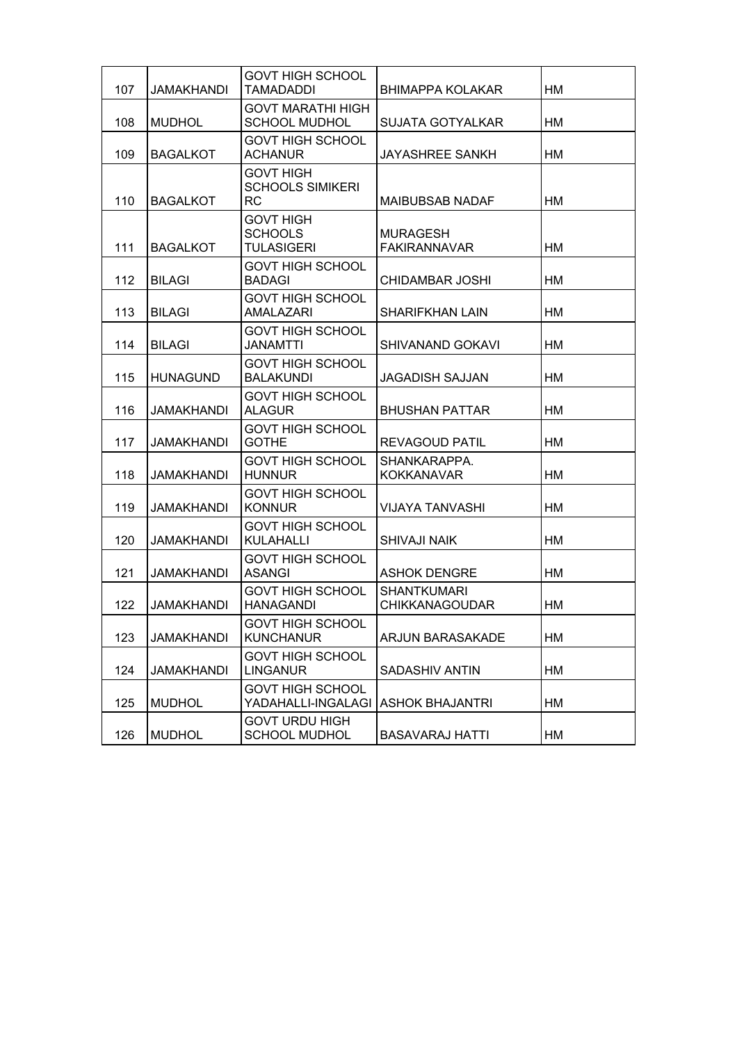| | | | | |
|---|---|---|---|---|
| 107 | JAMAKHANDI | GOVT HIGH SCHOOL TAMADADDI | BHIMAPPA KOLAKAR | HM |
| 108 | MUDHOL | GOVT MARATHI HIGH SCHOOL MUDHOL | SUJATA GOTYALKAR | HM |
| 109 | BAGALKOT | GOVT HIGH SCHOOL ACHANUR | JAYASHREE SANKH | HM |
| 110 | BAGALKOT | GOVT HIGH SCHOOLS SIMIKERI RC | MAIBUBSAB NADAF | HM |
| 111 | BAGALKOT | GOVT HIGH SCHOOLS TULASIGERI | MURAGESH FAKIRANNAVAR | HM |
| 112 | BILAGI | GOVT HIGH SCHOOL BADAGI | CHIDAMBAR JOSHI | HM |
| 113 | BILAGI | GOVT HIGH SCHOOL AMALAZARI | SHARIFKHAN LAIN | HM |
| 114 | BILAGI | GOVT HIGH SCHOOL JANAMTTI | SHIVANAND GOKAVI | HM |
| 115 | HUNAGUND | GOVT HIGH SCHOOL BALAKUNDI | JAGADISH SAJJAN | HM |
| 116 | JAMAKHANDI | GOVT HIGH SCHOOL ALAGUR | BHUSHAN PATTAR | HM |
| 117 | JAMAKHANDI | GOVT HIGH SCHOOL GOTHE | REVAGOUD PATIL | HM |
| 118 | JAMAKHANDI | GOVT HIGH SCHOOL HUNNUR | SHANKARAPPA. KOKKANAVAR | HM |
| 119 | JAMAKHANDI | GOVT HIGH SCHOOL KONNUR | VIJAYA TANVASHI | HM |
| 120 | JAMAKHANDI | GOVT HIGH SCHOOL KULAHALLI | SHIVAJI NAIK | HM |
| 121 | JAMAKHANDI | GOVT HIGH SCHOOL ASANGI | ASHOK DENGRE | HM |
| 122 | JAMAKHANDI | GOVT HIGH SCHOOL HANAGANDI | SHANTKUMARI CHIKKANAGOUDAR | HM |
| 123 | JAMAKHANDI | GOVT HIGH SCHOOL KUNCHANUR | ARJUN BARASAKADE | HM |
| 124 | JAMAKHANDI | GOVT HIGH SCHOOL LINGANUR | SADASHIV ANTIN | HM |
| 125 | MUDHOL | GOVT HIGH SCHOOL YADAHALLI-INGALAGI | ASHOK BHAJANTRI | HM |
| 126 | MUDHOL | GOVT URDU HIGH SCHOOL MUDHOL | BASAVARAJ HATTI | HM |